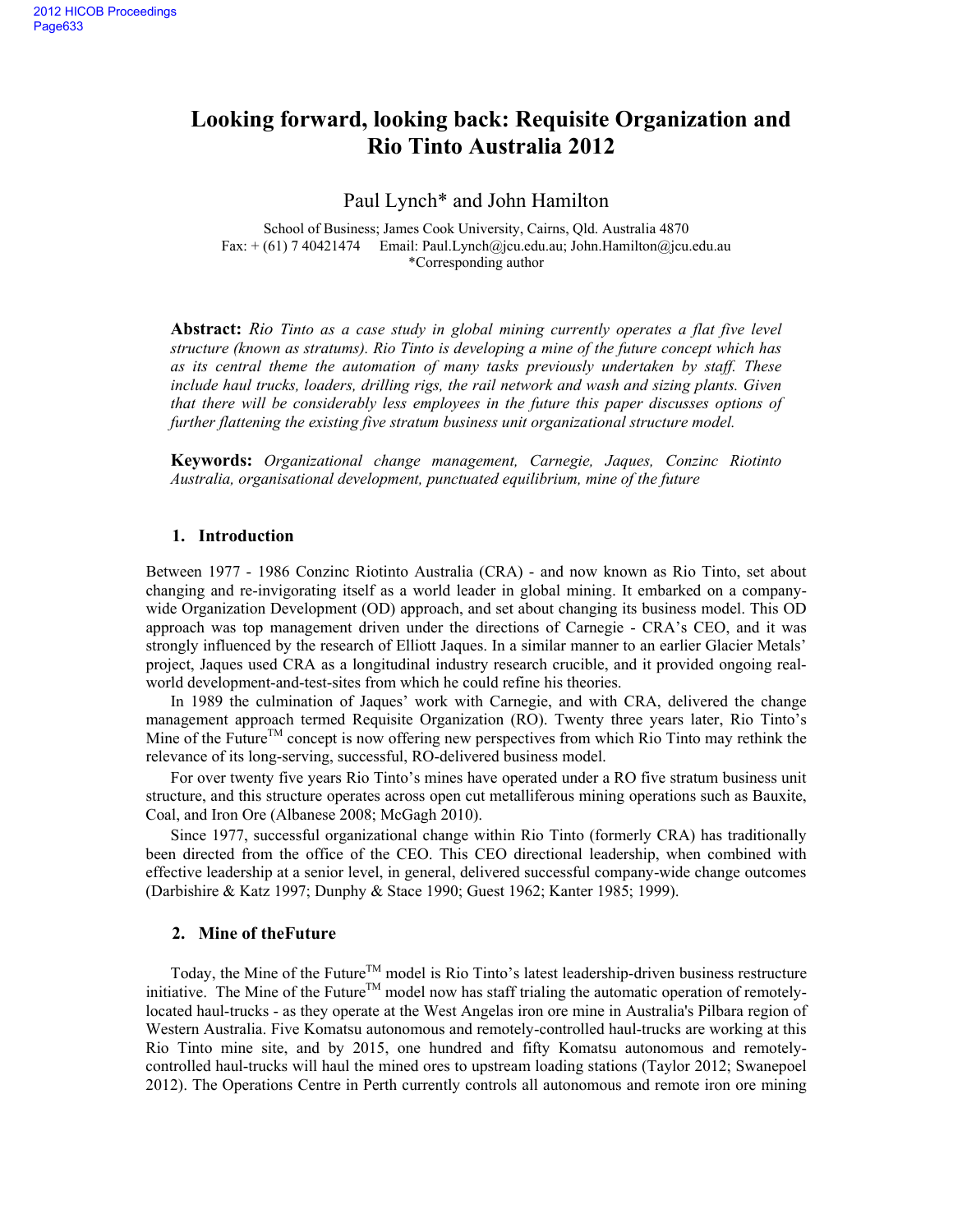# Looking forward, looking back: Requisite Organization and Rio Tinto Australia 2012

Paul Lynch* and John Hamilton

School of Business; James Cook University, Cairns, Qld. Australia 4870
Fax: + (61) 7 40421474 Email: Paul.Lynch@jcu.edu.au; John.Hamilton@jcu.edu.au
*Corresponding author

**Abstract:** *Rio Tinto as a case study in global mining currently operates a flat five level structure (known as stratums). Rio Tinto is developing a mine of the future concept which has as its central theme the automation of many tasks previously undertaken by staff. These include haul trucks, loaders, drilling rigs, the rail network and wash and sizing plants. Given that there will be considerably less employees in the future this paper discusses options of further flattening the existing five stratum business unit organizational structure model.*

**Keywords:** *Organizational change management, Carnegie, Jaques, Conzinc Riotinto Australia, organisational development, punctuated equilibrium, mine of the future*

## 1. Introduction

Between 1977 - 1986 Conzinc Riotinto Australia (CRA) - and now known as Rio Tinto, set about changing and re-invigorating itself as a world leader in global mining. It embarked on a company-wide Organization Development (OD) approach, and set about changing its business model. This OD approach was top management driven under the directions of Carnegie - CRA's CEO, and it was strongly influenced by the research of Elliott Jaques. In a similar manner to an earlier Glacier Metals' project, Jaques used CRA as a longitudinal industry research crucible, and it provided ongoing real-world development-and-test-sites from which he could refine his theories.

In 1989 the culmination of Jaques' work with Carnegie, and with CRA, delivered the change management approach termed Requisite Organization (RO). Twenty three years later, Rio Tinto's Mine of the Future™ concept is now offering new perspectives from which Rio Tinto may rethink the relevance of its long-serving, successful, RO-delivered business model.

For over twenty five years Rio Tinto's mines have operated under a RO five stratum business unit structure, and this structure operates across open cut metalliferous mining operations such as Bauxite, Coal, and Iron Ore (Albanese 2008; McGagh 2010).

Since 1977, successful organizational change within Rio Tinto (formerly CRA) has traditionally been directed from the office of the CEO. This CEO directional leadership, when combined with effective leadership at a senior level, in general, delivered successful company-wide change outcomes (Darbishire & Katz 1997; Dunphy & Stace 1990; Guest 1962; Kanter 1985; 1999).

## 2. Mine of theFuture

Today, the Mine of the Future™ model is Rio Tinto's latest leadership-driven business restructure initiative. The Mine of the Future™ model now has staff trialing the automatic operation of remotely-located haul-trucks - as they operate at the West Angelas iron ore mine in Australia's Pilbara region of Western Australia. Five Komatsu autonomous and remotely-controlled haul-trucks are working at this Rio Tinto mine site, and by 2015, one hundred and fifty Komatsu autonomous and remotely-controlled haul-trucks will haul the mined ores to upstream loading stations (Taylor 2012; Swanepoel 2012). The Operations Centre in Perth currently controls all autonomous and remote iron ore mining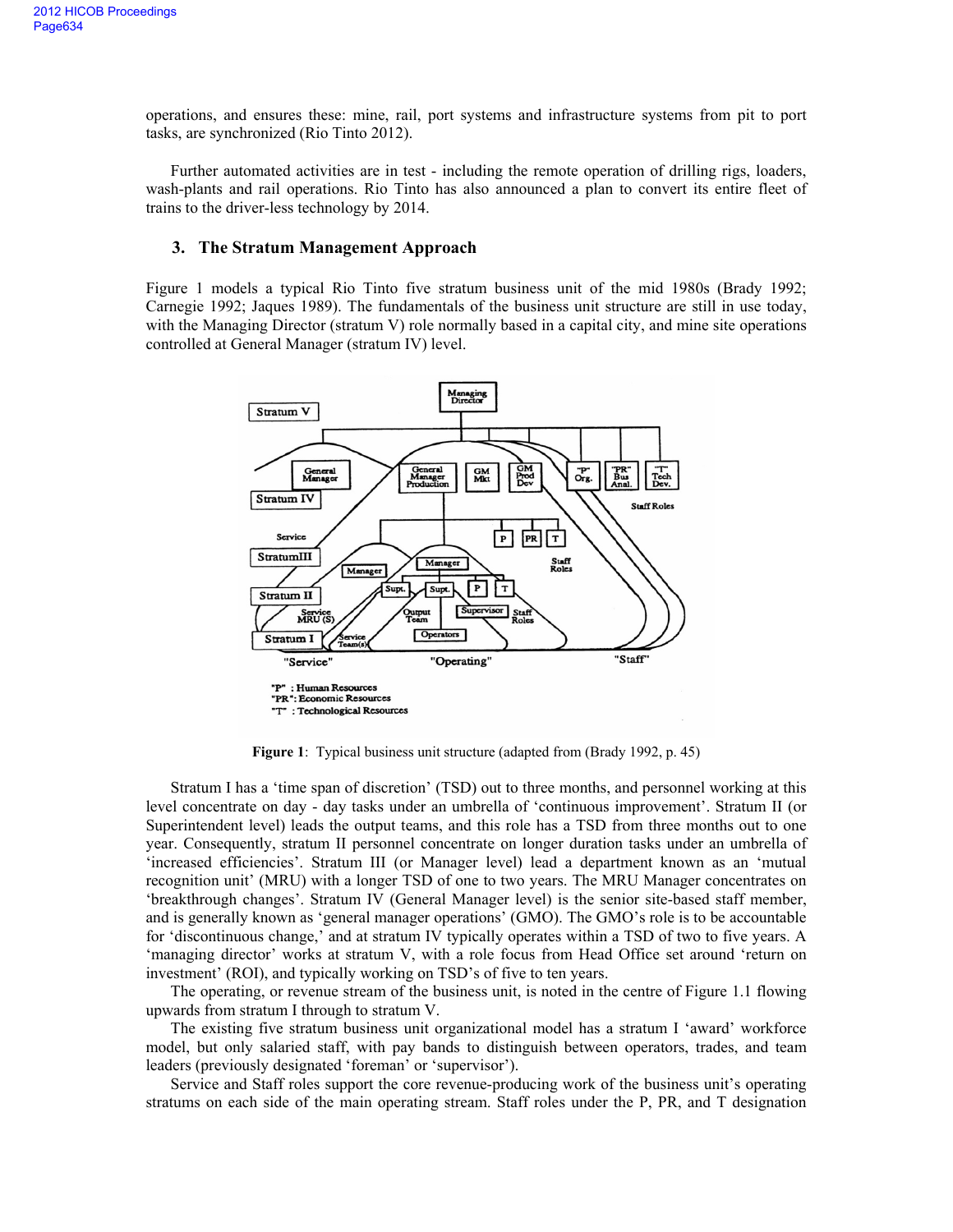operations, and ensures these: mine, rail, port systems and infrastructure systems from pit to port tasks, are synchronized (Rio Tinto 2012).

Further automated activities are in test - including the remote operation of drilling rigs, loaders, wash-plants and rail operations. Rio Tinto has also announced a plan to convert its entire fleet of trains to the driver-less technology by 2014.

## 3. The Stratum Management Approach

Figure 1 models a typical Rio Tinto five stratum business unit of the mid 1980s (Brady 1992; Carnegie 1992; Jaques 1989). The fundamentals of the business unit structure are still in use today, with the Managing Director (stratum V) role normally based in a capital city, and mine site operations controlled at General Manager (stratum IV) level.

**Figure 1**: Typical business unit structure (adapted from (Brady 1992, p. 45)

Stratum I has a 'time span of discretion' (TSD) out to three months, and personnel working at this level concentrate on day - day tasks under an umbrella of 'continuous improvement'. Stratum II (or Superintendent level) leads the output teams, and this role has a TSD from three months out to one year. Consequently, stratum II personnel concentrate on longer duration tasks under an umbrella of 'increased efficiencies'. Stratum III (or Manager level) lead a department known as an 'mutual recognition unit' (MRU) with a longer TSD of one to two years. The MRU Manager concentrates on 'breakthrough changes'. Stratum IV (General Manager level) is the senior site-based staff member, and is generally known as 'general manager operations' (GMO). The GMO's role is to be accountable for 'discontinuous change,' and at stratum IV typically operates within a TSD of two to five years. A 'managing director' works at stratum V, with a role focus from Head Office set around 'return on investment' (ROI), and typically working on TSD's of five to ten years.

The operating, or revenue stream of the business unit, is noted in the centre of Figure 1.1 flowing upwards from stratum I through to stratum V.

The existing five stratum business unit organizational model has a stratum I 'award' workforce model, but only salaried staff, with pay bands to distinguish between operators, trades, and team leaders (previously designated 'foreman' or 'supervisor').

Service and Staff roles support the core revenue-producing work of the business unit's operating stratums on each side of the main operating stream. Staff roles under the P, PR, and T designation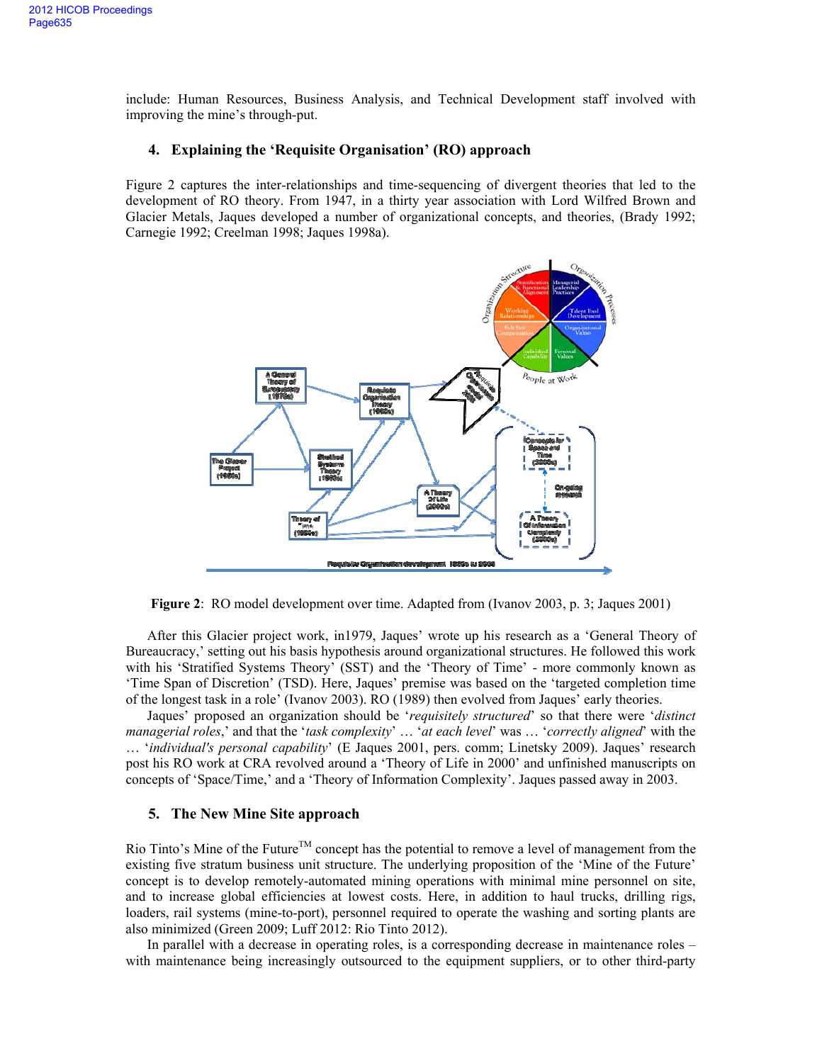include: Human Resources, Business Analysis, and Technical Development staff involved with improving the mine's through-put.

## 4. Explaining the 'Requisite Organisation' (RO) approach

Figure 2 captures the inter-relationships and time-sequencing of divergent theories that led to the development of RO theory. From 1947, in a thirty year association with Lord Wilfred Brown and Glacier Metals, Jaques developed a number of organizational concepts, and theories, (Brady 1992; Carnegie 1992; Creelman 1998; Jaques 1998a).

**Figure 2**: RO model development over time. Adapted from (Ivanov 2003, p. 3; Jaques 2001)

After this Glacier project work, in1979, Jaques' wrote up his research as a 'General Theory of Bureaucracy,' setting out his basis hypothesis around organizational structures. He followed this work with his 'Stratified Systems Theory' (SST) and the 'Theory of Time' - more commonly known as 'Time Span of Discretion' (TSD). Here, Jaques' premise was based on the 'targeted completion time of the longest task in a role' (Ivanov 2003). RO (1989) then evolved from Jaques' early theories.

Jaques' proposed an organization should be '*requisitely structured*' so that there were '*distinct managerial roles*,' and that the '*task complexity*' … '*at each level*' was … '*correctly aligned*' with the … '*individual's personal capability*' (E Jaques 2001, pers. comm; Linetsky 2009). Jaques' research post his RO work at CRA revolved around a 'Theory of Life in 2000' and unfinished manuscripts on concepts of 'Space/Time,' and a 'Theory of Information Complexity'. Jaques passed away in 2003.

## 5. The New Mine Site approach

Rio Tinto's Mine of the Future™ concept has the potential to remove a level of management from the existing five stratum business unit structure. The underlying proposition of the 'Mine of the Future' concept is to develop remotely-automated mining operations with minimal mine personnel on site, and to increase global efficiencies at lowest costs. Here, in addition to haul trucks, drilling rigs, loaders, rail systems (mine-to-port), personnel required to operate the washing and sorting plants are also minimized (Green 2009; Luff 2012: Rio Tinto 2012).

In parallel with a decrease in operating roles, is a corresponding decrease in maintenance roles – with maintenance being increasingly outsourced to the equipment suppliers, or to other third-party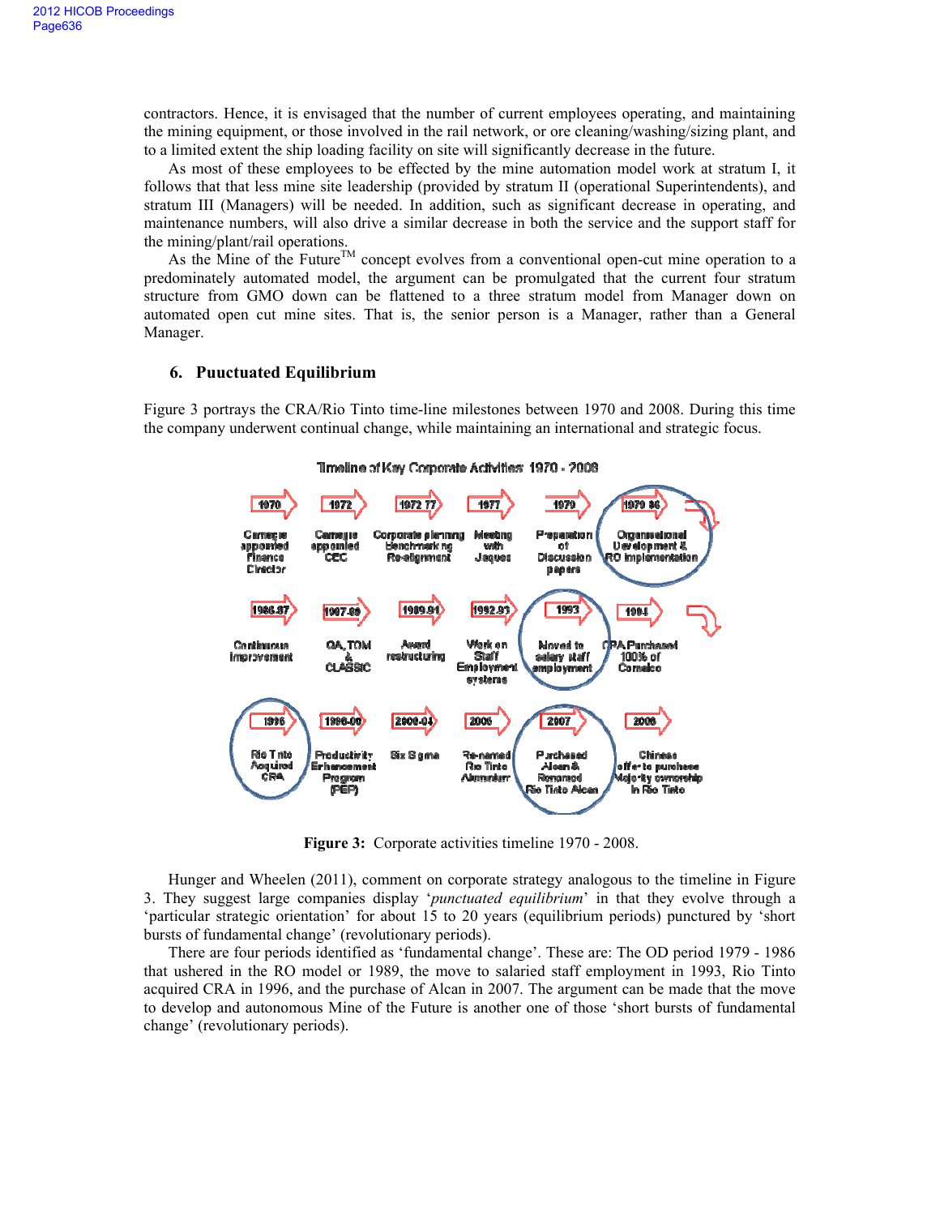contractors. Hence, it is envisaged that the number of current employees operating, and maintaining the mining equipment, or those involved in the rail network, or ore cleaning/washing/sizing plant, and to a limited extent the ship loading facility on site will significantly decrease in the future.

As most of these employees to be effected by the mine automation model work at stratum I, it follows that that less mine site leadership (provided by stratum II (operational Superintendents), and stratum III (Managers) will be needed. In addition, such as significant decrease in operating, and maintenance numbers, will also drive a similar decrease in both the service and the support staff for the mining/plant/rail operations.

As the Mine of the Future™ concept evolves from a conventional open-cut mine operation to a predominately automated model, the argument can be promulgated that the current four stratum structure from GMO down can be flattened to a three stratum model from Manager down on automated open cut mine sites. That is, the senior person is a Manager, rather than a General Manager.

## 6. Puuctuated Equilibrium

Figure 3 portrays the CRA/Rio Tinto time-line milestones between 1970 and 2008. During this time the company underwent continual change, while maintaining an international and strategic focus.

Timeline of Key Corporate Activities 1970 - 2008

| Year | Activity |
|---|---|
| 1970 | Carnegie appointed Finance Director |
| 1972 | Carnegie appointed CEC |
| 1972 77 | Corporate planning Benchmarking Re-alignment |
| 1977 | Meeting with Jaques |
| 1979 | Preparation of Discussion papers |
| 1979 86 | Organisational Development & RO implementation |
| 1986-87 | Continuous improvement |
| 1987-89 | QA, TQM & CLASSIC |
| 1989-91 | Award restructuring |
| 1992-93 | Work on Staff Employment systems |
| 1993 | Moved to salary staff employment |
| 1994 | CRA Purchased 100% of Comalco |
| 1996 | Rio Tinto Acquired CRA |
| 1998-00 | Productivity Enhancement Program (PEP) |
| 2000-04 | Six Sigma |
| 2006 | Re-named Rio Tinto Aluminium |
| 2007 | Purchased Alcan & Renamed Rio Tinto Alcan |
| 2008 | Chinese offer to purchase Majority ownership in Rio Tinto |

**Figure 3:** Corporate activities timeline 1970 - 2008.

Hunger and Wheelen (2011), comment on corporate strategy analogous to the timeline in Figure 3. They suggest large companies display '*punctuated equilibrium*' in that they evolve through a 'particular strategic orientation' for about 15 to 20 years (equilibrium periods) punctured by 'short bursts of fundamental change' (revolutionary periods).

There are four periods identified as 'fundamental change'. These are: The OD period 1979 - 1986 that ushered in the RO model or 1989, the move to salaried staff employment in 1993, Rio Tinto acquired CRA in 1996, and the purchase of Alcan in 2007. The argument can be made that the move to develop and autonomous Mine of the Future is another one of those 'short bursts of fundamental change' (revolutionary periods).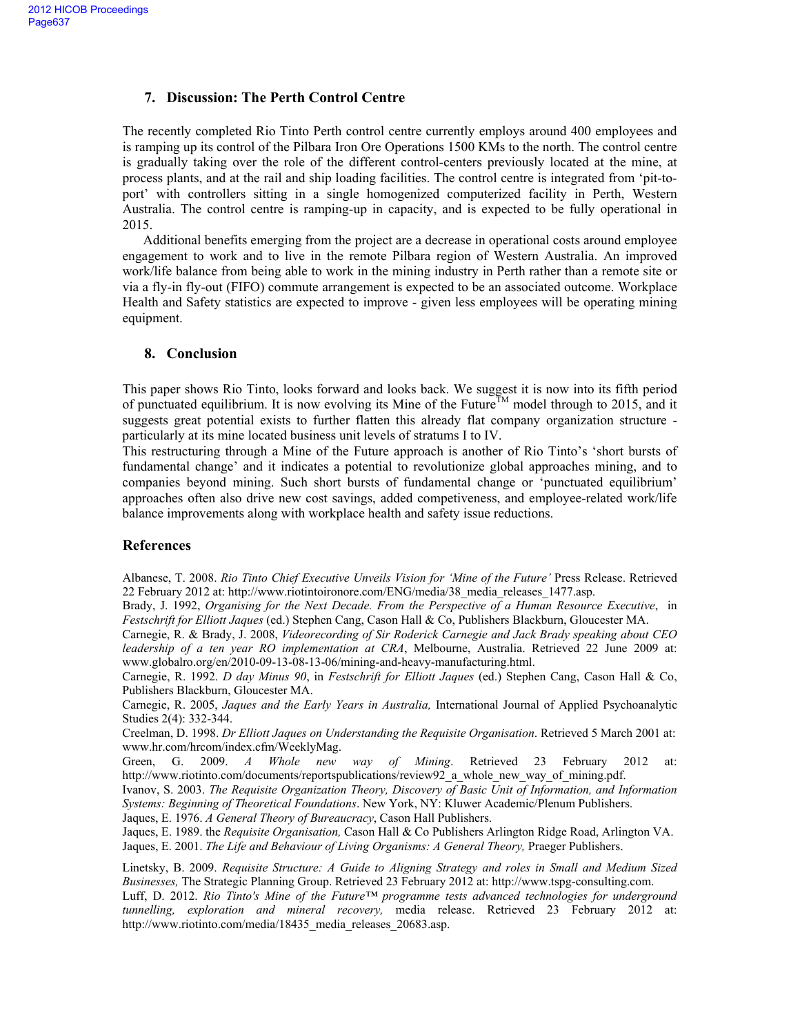## 7. Discussion: The Perth Control Centre

The recently completed Rio Tinto Perth control centre currently employs around 400 employees and is ramping up its control of the Pilbara Iron Ore Operations 1500 KMs to the north. The control centre is gradually taking over the role of the different control-centers previously located at the mine, at process plants, and at the rail and ship loading facilities. The control centre is integrated from 'pit-to-port' with controllers sitting in a single homogenized computerized facility in Perth, Western Australia. The control centre is ramping-up in capacity, and is expected to be fully operational in 2015.

Additional benefits emerging from the project are a decrease in operational costs around employee engagement to work and to live in the remote Pilbara region of Western Australia. An improved work/life balance from being able to work in the mining industry in Perth rather than a remote site or via a fly-in fly-out (FIFO) commute arrangement is expected to be an associated outcome. Workplace Health and Safety statistics are expected to improve - given less employees will be operating mining equipment.

## 8. Conclusion

This paper shows Rio Tinto, looks forward and looks back. We suggest it is now into its fifth period of punctuated equilibrium. It is now evolving its Mine of the Future™ model through to 2015, and it suggests great potential exists to further flatten this already flat company organization structure - particularly at its mine located business unit levels of stratums I to IV.

This restructuring through a Mine of the Future approach is another of Rio Tinto's 'short bursts of fundamental change' and it indicates a potential to revolutionize global approaches mining, and to companies beyond mining. Such short bursts of fundamental change or 'punctuated equilibrium' approaches often also drive new cost savings, added competiveness, and employee-related work/life balance improvements along with workplace health and safety issue reductions.

## References

Albanese, T. 2008. *Rio Tinto Chief Executive Unveils Vision for 'Mine of the Future'* Press Release. Retrieved 22 February 2012 at: http://www.riotintoironore.com/ENG/media/38_media_releases_1477.asp.

Brady, J. 1992, *Organising for the Next Decade. From the Perspective of a Human Resource Executive*, in *Festschrift for Elliott Jaques* (ed.) Stephen Cang, Cason Hall & Co, Publishers Blackburn, Gloucester MA.

Carnegie, R. & Brady, J. 2008, *Videorecording of Sir Roderick Carnegie and Jack Brady speaking about CEO leadership of a ten year RO implementation at CRA*, Melbourne, Australia. Retrieved 22 June 2009 at: www.globalro.org/en/2010-09-13-08-13-06/mining-and-heavy-manufacturing.html.

Carnegie, R. 1992. *D day Minus 90*, in *Festschrift for Elliott Jaques* (ed.) Stephen Cang, Cason Hall & Co, Publishers Blackburn, Gloucester MA.

Carnegie, R. 2005, *Jaques and the Early Years in Australia,* International Journal of Applied Psychoanalytic Studies 2(4): 332-344.

Creelman, D. 1998. *Dr Elliott Jaques on Understanding the Requisite Organisation*. Retrieved 5 March 2001 at: www.hr.com/hrcom/index.cfm/WeeklyMag.

Green, G. 2009. *A Whole new way of Mining*. Retrieved 23 February 2012 at: http://www.riotinto.com/documents/reportspublications/review92_a_whole_new_way_of_mining.pdf.

Ivanov, S. 2003. *The Requisite Organization Theory, Discovery of Basic Unit of Information, and Information Systems: Beginning of Theoretical Foundations*. New York, NY: Kluwer Academic/Plenum Publishers.

Jaques, E. 1976. *A General Theory of Bureaucracy*, Cason Hall Publishers.

Jaques, E. 1989. the *Requisite Organisation,* Cason Hall & Co Publishers Arlington Ridge Road, Arlington VA.

Jaques, E. 2001. *The Life and Behaviour of Living Organisms: A General Theory,* Praeger Publishers.

Linetsky, B. 2009. *Requisite Structure: A Guide to Aligning Strategy and roles in Small and Medium Sized Businesses,* The Strategic Planning Group. Retrieved 23 February 2012 at: http://www.tspg-consulting.com.

Luff, D. 2012. *Rio Tinto's Mine of the Future™ programme tests advanced technologies for underground tunnelling, exploration and mineral recovery,* media release. Retrieved 23 February 2012 at: http://www.riotinto.com/media/18435_media_releases_20683.asp.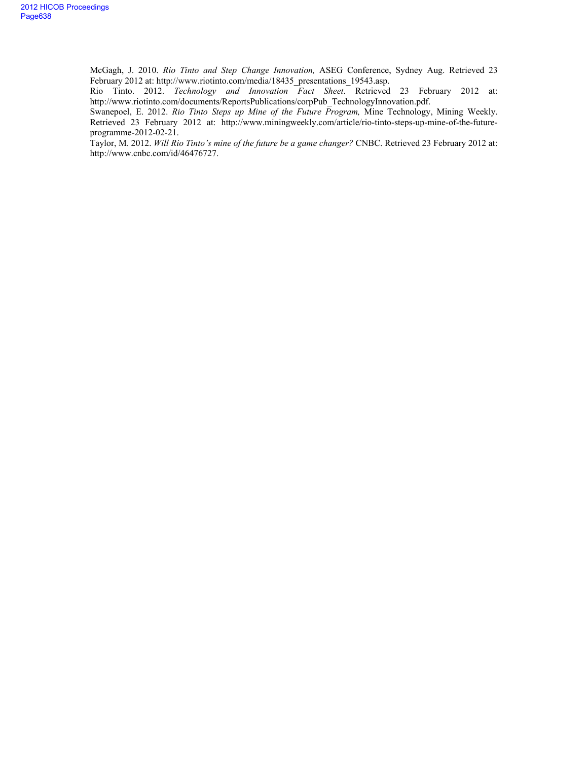McGagh, J. 2010. *Rio Tinto and Step Change Innovation,* ASEG Conference, Sydney Aug. Retrieved 23 February 2012 at: http://www.riotinto.com/media/18435_presentations_19543.asp.

Rio Tinto. 2012. *Technology and Innovation Fact Sheet*. Retrieved 23 February 2012 at: http://www.riotinto.com/documents/ReportsPublications/corpPub_TechnologyInnovation.pdf.

Swanepoel, E. 2012. *Rio Tinto Steps up Mine of the Future Program,* Mine Technology, Mining Weekly. Retrieved 23 February 2012 at: http://www.miningweekly.com/article/rio-tinto-steps-up-mine-of-the-future-programme-2012-02-21.

Taylor, M. 2012. *Will Rio Tinto's mine of the future be a game changer?* CNBC. Retrieved 23 February 2012 at: http://www.cnbc.com/id/46476727.